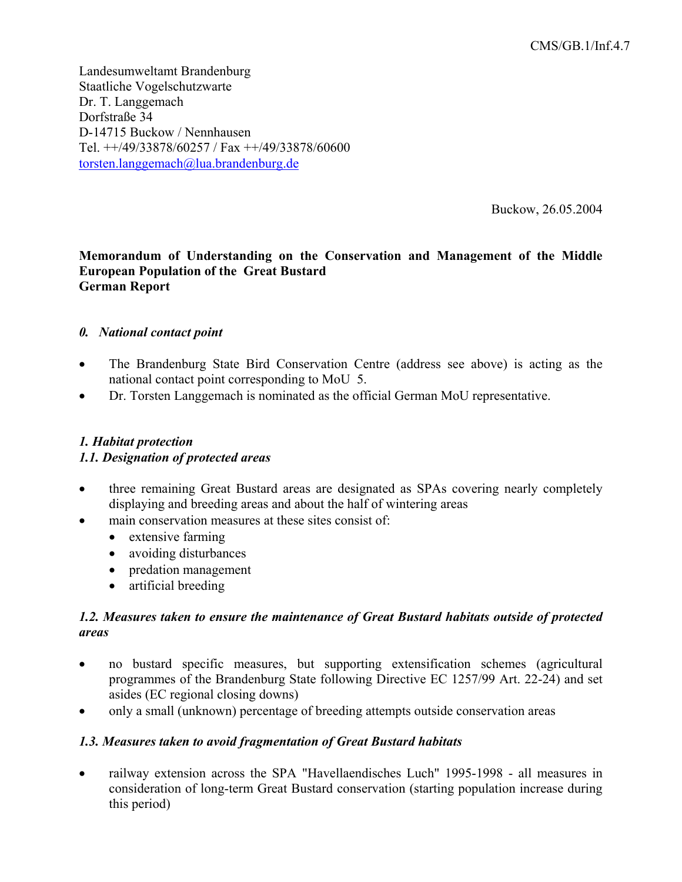CMS/GB.1/Inf.4.7

Landesumweltamt Brandenburg
Staatliche Vogelschutzwarte
Dr. T. Langgemach
Dorfstraße 34
D-14715 Buckow / Nennhausen
Tel. ++/49/33878/60257 / Fax ++/49/33878/60600
torsten.langgemach@lua.brandenburg.de

Buckow, 26.05.2004

**Memorandum of Understanding on the Conservation and Management of the Middle European Population of the Great Bustard**
**German Report**

### *0. National contact point*

- The Brandenburg State Bird Conservation Centre (address see above) is acting as the national contact point corresponding to MoU 5.
- Dr. Torsten Langgemach is nominated as the official German MoU representative.

### *1. Habitat protection*

#### *1.1. Designation of protected areas*

- three remaining Great Bustard areas are designated as SPAs covering nearly completely displaying and breeding areas and about the half of wintering areas
- main conservation measures at these sites consist of:
  - extensive farming
  - avoiding disturbances
  - predation management
  - artificial breeding

#### *1.2. Measures taken to ensure the maintenance of Great Bustard habitats outside of protected areas*

- no bustard specific measures, but supporting extensification schemes (agricultural programmes of the Brandenburg State following Directive EC 1257/99 Art. 22-24) and set asides (EC regional closing downs)
- only a small (unknown) percentage of breeding attempts outside conservation areas

#### *1.3. Measures taken to avoid fragmentation of Great Bustard habitats*

- railway extension across the SPA "Havellaendisches Luch" 1995-1998 - all measures in consideration of long-term Great Bustard conservation (starting population increase during this period)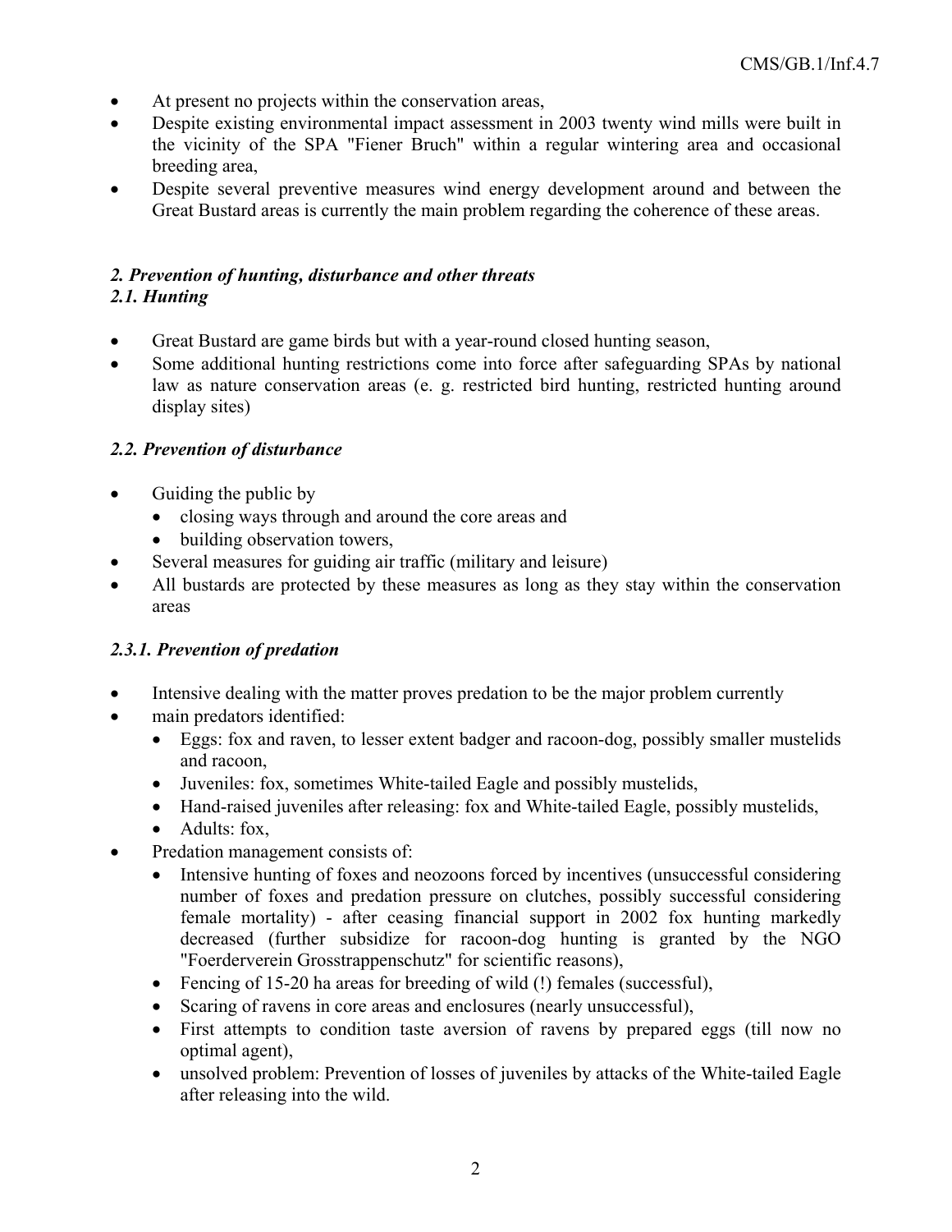- At present no projects within the conservation areas,
- Despite existing environmental impact assessment in 2003 twenty wind mills were built in the vicinity of the SPA "Fiener Bruch" within a regular wintering area and occasional breeding area,
- Despite several preventive measures wind energy development around and between the Great Bustard areas is currently the main problem regarding the coherence of these areas.

### *2. Prevention of hunting, disturbance and other threats*

### *2.1. Hunting*

- Great Bustard are game birds but with a year-round closed hunting season,
- Some additional hunting restrictions come into force after safeguarding SPAs by national law as nature conservation areas (e. g. restricted bird hunting, restricted hunting around display sites)

### *2.2. Prevention of disturbance*

- Guiding the public by
  - closing ways through and around the core areas and
  - building observation towers,
- Several measures for guiding air traffic (military and leisure)
- All bustards are protected by these measures as long as they stay within the conservation areas

### *2.3.1. Prevention of predation*

- Intensive dealing with the matter proves predation to be the major problem currently
- main predators identified:
  - Eggs: fox and raven, to lesser extent badger and racoon-dog, possibly smaller mustelids and racoon,
  - Juveniles: fox, sometimes White-tailed Eagle and possibly mustelids,
  - Hand-raised juveniles after releasing: fox and White-tailed Eagle, possibly mustelids,
  - Adults: fox,
- Predation management consists of:
  - Intensive hunting of foxes and neozoons forced by incentives (unsuccessful considering number of foxes and predation pressure on clutches, possibly successful considering female mortality) - after ceasing financial support in 2002 fox hunting markedly decreased (further subsidize for racoon-dog hunting is granted by the NGO "Foerderverein Grosstrappenschutz" for scientific reasons),
  - Fencing of 15-20 ha areas for breeding of wild (!) females (successful),
  - Scaring of ravens in core areas and enclosures (nearly unsuccessful),
  - First attempts to condition taste aversion of ravens by prepared eggs (till now no optimal agent),
  - unsolved problem: Prevention of losses of juveniles by attacks of the White-tailed Eagle after releasing into the wild.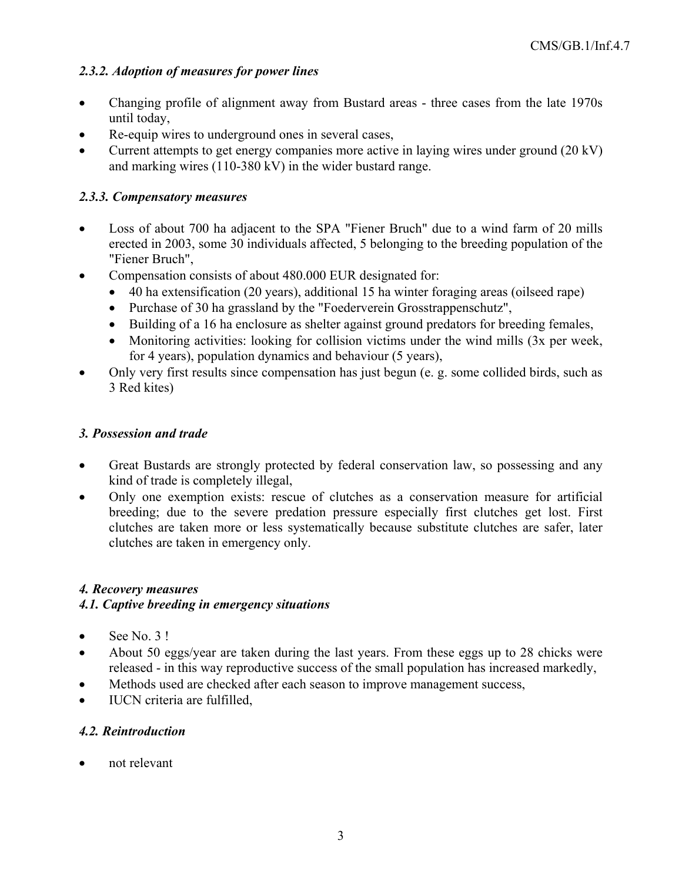### *2.3.2. Adoption of measures for power lines*

- Changing profile of alignment away from Bustard areas - three cases from the late 1970s until today,
- Re-equip wires to underground ones in several cases,
- Current attempts to get energy companies more active in laying wires under ground (20 kV) and marking wires (110-380 kV) in the wider bustard range.

### *2.3.3. Compensatory measures*

- Loss of about 700 ha adjacent to the SPA "Fiener Bruch" due to a wind farm of 20 mills erected in 2003, some 30 individuals affected, 5 belonging to the breeding population of the "Fiener Bruch",
- Compensation consists of about 480.000 EUR designated for:
  - 40 ha extensification (20 years), additional 15 ha winter foraging areas (oilseed rape)
  - Purchase of 30 ha grassland by the "Foederverein Grosstrappenschutz",
  - Building of a 16 ha enclosure as shelter against ground predators for breeding females,
  - Monitoring activities: looking for collision victims under the wind mills (3x per week, for 4 years), population dynamics and behaviour (5 years),
- Only very first results since compensation has just begun (e. g. some collided birds, such as 3 Red kites)

## *3. Possession and trade*

- Great Bustards are strongly protected by federal conservation law, so possessing and any kind of trade is completely illegal,
- Only one exemption exists: rescue of clutches as a conservation measure for artificial breeding; due to the severe predation pressure especially first clutches get lost. First clutches are taken more or less systematically because substitute clutches are safer, later clutches are taken in emergency only.

## *4. Recovery measures*

### *4.1. Captive breeding in emergency situations*

- See No. 3 !
- About 50 eggs/year are taken during the last years. From these eggs up to 28 chicks were released - in this way reproductive success of the small population has increased markedly,
- Methods used are checked after each season to improve management success,
- IUCN criteria are fulfilled,

### *4.2. Reintroduction*

- not relevant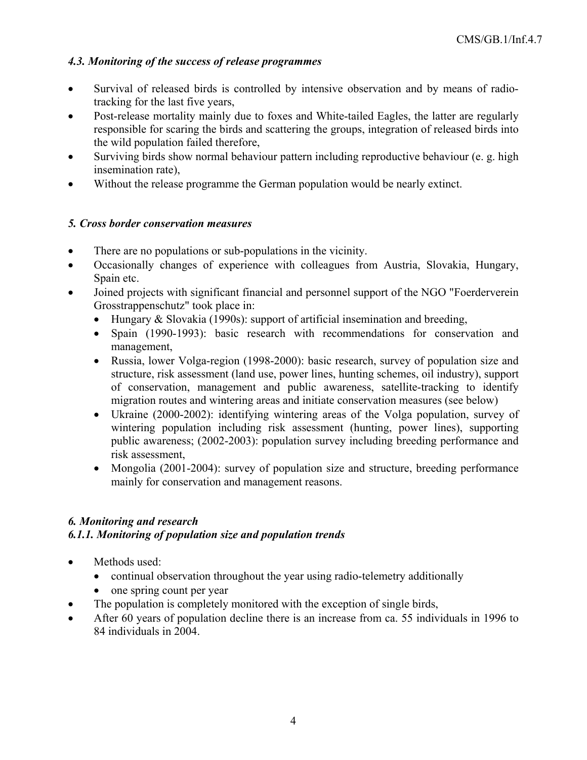### *4.3. Monitoring of the success of release programmes*

- Survival of released birds is controlled by intensive observation and by means of radio-tracking for the last five years,
- Post-release mortality mainly due to foxes and White-tailed Eagles, the latter are regularly responsible for scaring the birds and scattering the groups, integration of released birds into the wild population failed therefore,
- Surviving birds show normal behaviour pattern including reproductive behaviour (e. g. high insemination rate),
- Without the release programme the German population would be nearly extinct.

## *5. Cross border conservation measures*

- There are no populations or sub-populations in the vicinity.
- Occasionally changes of experience with colleagues from Austria, Slovakia, Hungary, Spain etc.
- Joined projects with significant financial and personnel support of the NGO "Foerderverein Grosstrappenschutz" took place in:
  - Hungary & Slovakia (1990s): support of artificial insemination and breeding,
  - Spain (1990-1993): basic research with recommendations for conservation and management,
  - Russia, lower Volga-region (1998-2000): basic research, survey of population size and structure, risk assessment (land use, power lines, hunting schemes, oil industry), support of conservation, management and public awareness, satellite-tracking to identify migration routes and wintering areas and initiate conservation measures (see below)
  - Ukraine (2000-2002): identifying wintering areas of the Volga population, survey of wintering population including risk assessment (hunting, power lines), supporting public awareness; (2002-2003): population survey including breeding performance and risk assessment,
  - Mongolia (2001-2004): survey of population size and structure, breeding performance mainly for conservation and management reasons.

## *6. Monitoring and research*

### *6.1.1. Monitoring of population size and population trends*

- Methods used:
  - continual observation throughout the year using radio-telemetry additionally
  - one spring count per year
- The population is completely monitored with the exception of single birds,
- After 60 years of population decline there is an increase from ca. 55 individuals in 1996 to 84 individuals in 2004.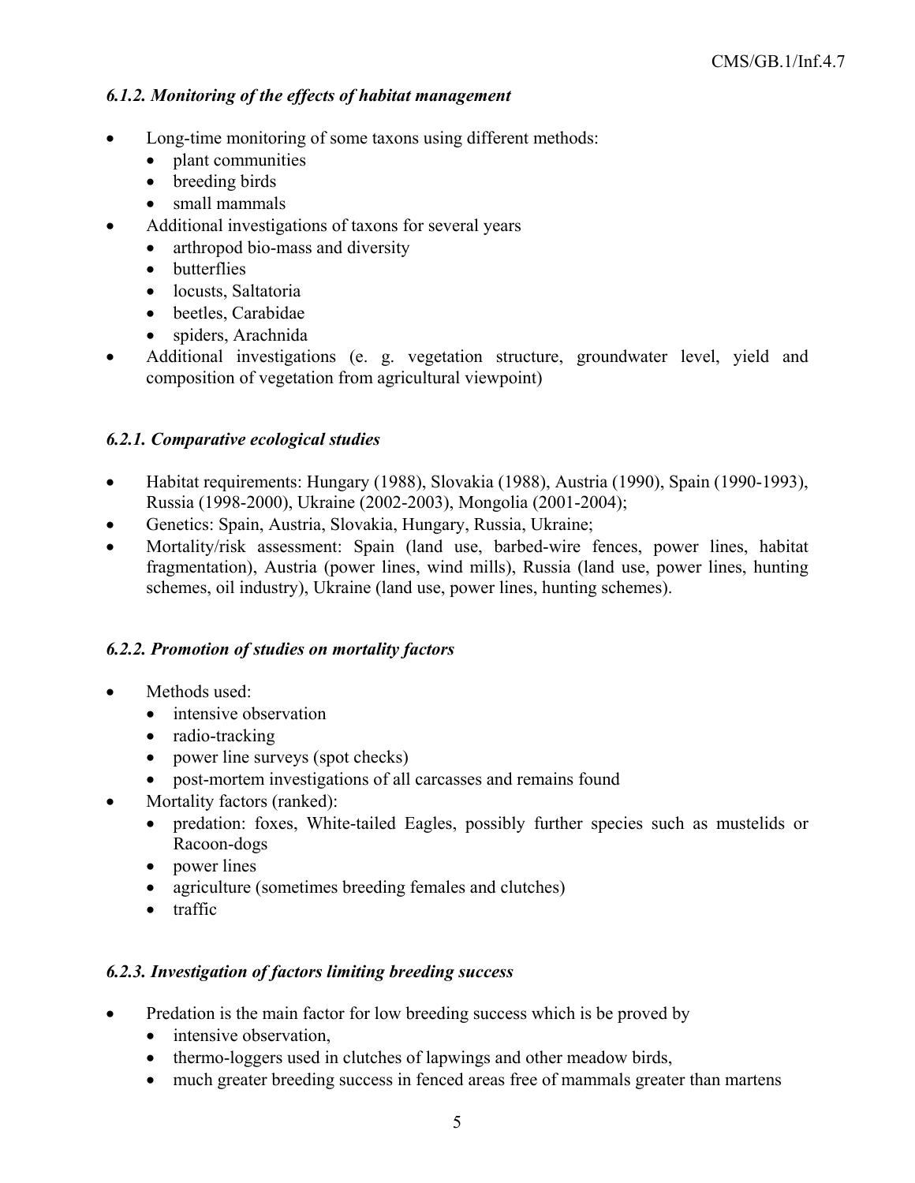### *6.1.2. Monitoring of the effects of habitat management*

- Long-time monitoring of some taxons using different methods:
  - plant communities
  - breeding birds
  - small mammals
- Additional investigations of taxons for several years
  - arthropod bio-mass and diversity
  - butterflies
  - locusts, Saltatoria
  - beetles, Carabidae
  - spiders, Arachnida
- Additional investigations (e. g. vegetation structure, groundwater level, yield and composition of vegetation from agricultural viewpoint)

### *6.2.1. Comparative ecological studies*

- Habitat requirements: Hungary (1988), Slovakia (1988), Austria (1990), Spain (1990-1993), Russia (1998-2000), Ukraine (2002-2003), Mongolia (2001-2004);
- Genetics: Spain, Austria, Slovakia, Hungary, Russia, Ukraine;
- Mortality/risk assessment: Spain (land use, barbed-wire fences, power lines, habitat fragmentation), Austria (power lines, wind mills), Russia (land use, power lines, hunting schemes, oil industry), Ukraine (land use, power lines, hunting schemes).

### *6.2.2. Promotion of studies on mortality factors*

- Methods used:
  - intensive observation
  - radio-tracking
  - power line surveys (spot checks)
  - post-mortem investigations of all carcasses and remains found
- Mortality factors (ranked):
  - predation: foxes, White-tailed Eagles, possibly further species such as mustelids or Racoon-dogs
  - power lines
  - agriculture (sometimes breeding females and clutches)
  - traffic

### *6.2.3. Investigation of factors limiting breeding success*

- Predation is the main factor for low breeding success which is be proved by
  - intensive observation,
  - thermo-loggers used in clutches of lapwings and other meadow birds,
  - much greater breeding success in fenced areas free of mammals greater than martens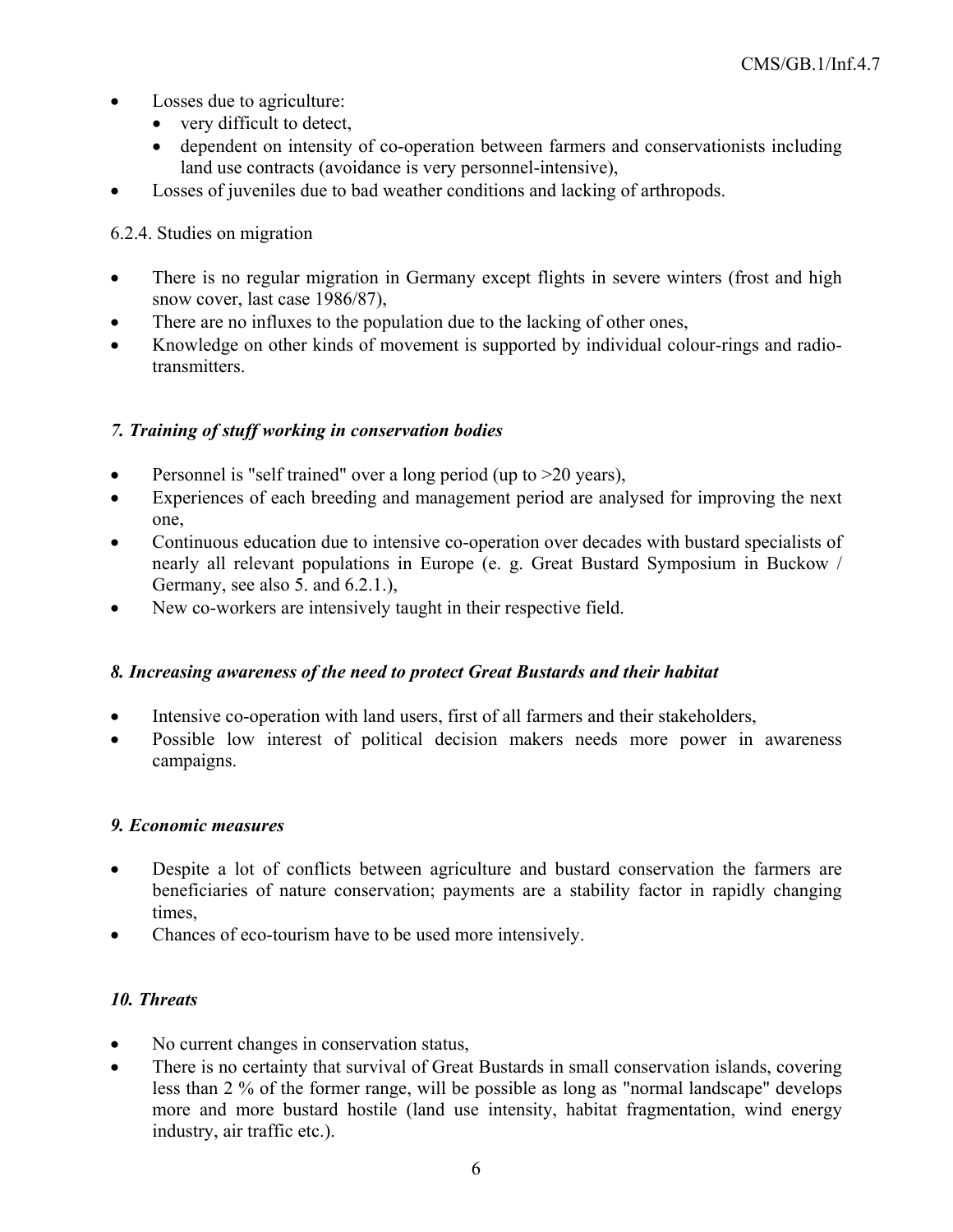- Losses due to agriculture:
  - very difficult to detect,
  - dependent on intensity of co-operation between farmers and conservationists including land use contracts (avoidance is very personnel-intensive),
- Losses of juveniles due to bad weather conditions and lacking of arthropods.

6.2.4. Studies on migration

- There is no regular migration in Germany except flights in severe winters (frost and high snow cover, last case 1986/87),
- There are no influxes to the population due to the lacking of other ones,
- Knowledge on other kinds of movement is supported by individual colour-rings and radio-transmitters.

### *7. Training of stuff working in conservation bodies*

- Personnel is "self trained" over a long period (up to >20 years),
- Experiences of each breeding and management period are analysed for improving the next one,
- Continuous education due to intensive co-operation over decades with bustard specialists of nearly all relevant populations in Europe (e. g. Great Bustard Symposium in Buckow / Germany, see also 5. and 6.2.1.),
- New co-workers are intensively taught in their respective field.

### *8. Increasing awareness of the need to protect Great Bustards and their habitat*

- Intensive co-operation with land users, first of all farmers and their stakeholders,
- Possible low interest of political decision makers needs more power in awareness campaigns.

### *9. Economic measures*

- Despite a lot of conflicts between agriculture and bustard conservation the farmers are beneficiaries of nature conservation; payments are a stability factor in rapidly changing times,
- Chances of eco-tourism have to be used more intensively.

### *10. Threats*

- No current changes in conservation status,
- There is no certainty that survival of Great Bustards in small conservation islands, covering less than 2 % of the former range, will be possible as long as "normal landscape" develops more and more bustard hostile (land use intensity, habitat fragmentation, wind energy industry, air traffic etc.).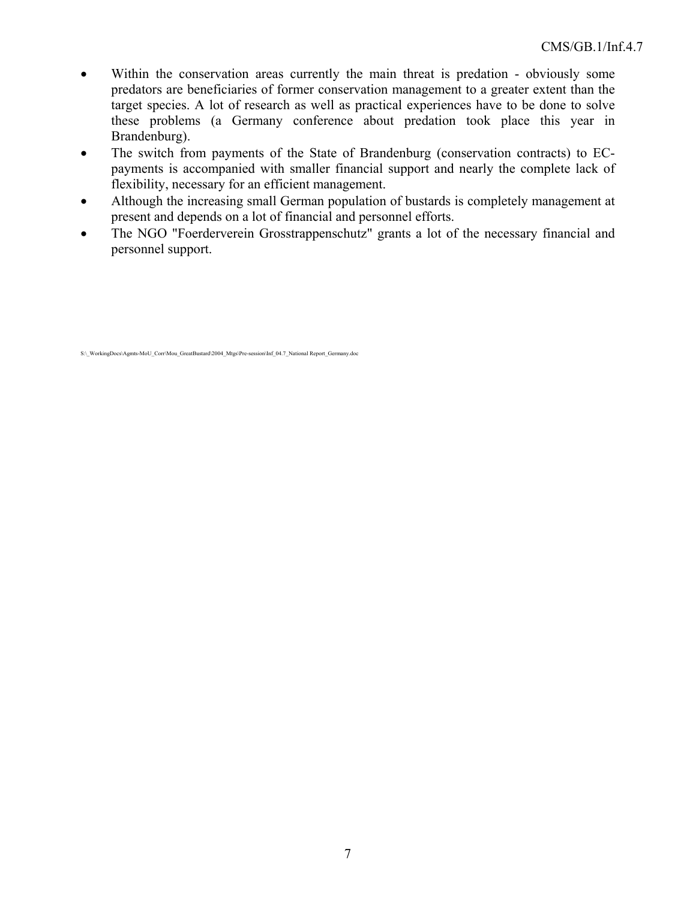- Within the conservation areas currently the main threat is predation - obviously some predators are beneficiaries of former conservation management to a greater extent than the target species. A lot of research as well as practical experiences have to be done to solve these problems (a Germany conference about predation took place this year in Brandenburg).
- The switch from payments of the State of Brandenburg (conservation contracts) to EC-payments is accompanied with smaller financial support and nearly the complete lack of flexibility, necessary for an efficient management.
- Although the increasing small German population of bustards is completely management at present and depends on a lot of financial and personnel efforts.
- The NGO "Foerderverein Grosstrappenschutz" grants a lot of the necessary financial and personnel support.

S:\_WorkingDocs\Agmts-MoU_Corr\Mou_GreatBustard\2004_Mtgs\Pre-session\Inf_04.7_National Report_Germany.doc